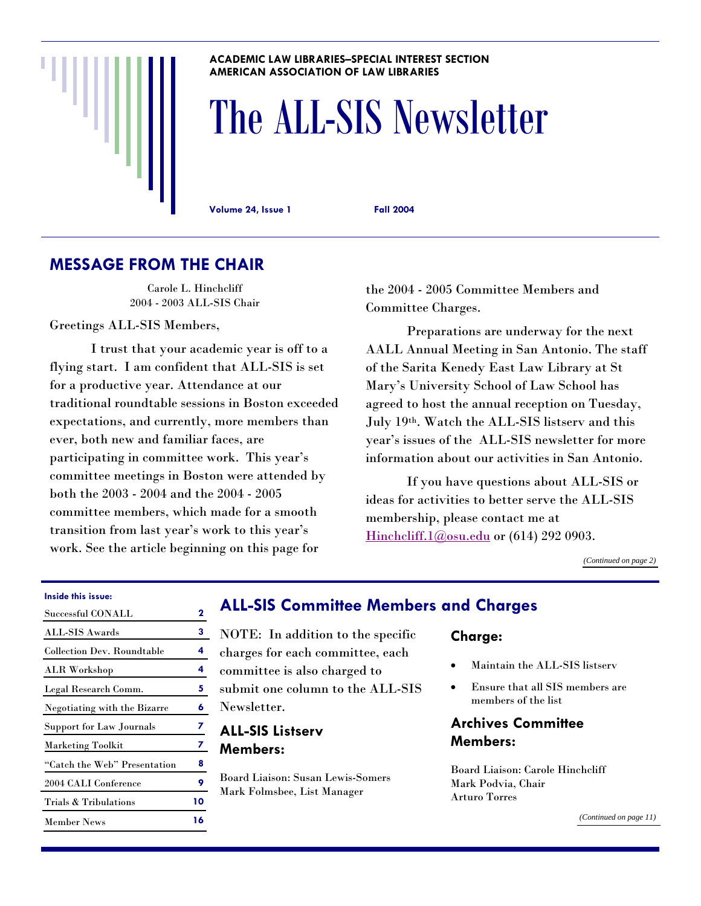ACADEMIC LAW LIBRARIES—SPECIAL INTEREST SECTION
AMERICAN ASSOCIATION OF LAW LIBRARIES

# The ALL-SIS Newsletter

**Volume 24, Issue 1** **Fall 2004**

## MESSAGE FROM THE CHAIR

Carole L. Hinchcliff
2004 - 2003 ALL-SIS Chair

Greetings ALL-SIS Members,

I trust that your academic year is off to a flying start. I am confident that ALL-SIS is set for a productive year. Attendance at our traditional roundtable sessions in Boston exceeded expectations, and currently, more members than ever, both new and familiar faces, are participating in committee work. This year's committee meetings in Boston were attended by both the 2003 - 2004 and the 2004 - 2005 committee members, which made for a smooth transition from last year's work to this year's work. See the article beginning on this page for the 2004 - 2005 Committee Members and Committee Charges.

Preparations are underway for the next AALL Annual Meeting in San Antonio. The staff of the Sarita Kenedy East Law Library at St Mary's University School of Law School has agreed to host the annual reception on Tuesday, July 19th. Watch the ALL-SIS listserv and this year's issues of the ALL-SIS newsletter for more information about our activities in San Antonio.

If you have questions about ALL-SIS or ideas for activities to better serve the ALL-SIS membership, please contact me at Hinchcliff.1@osu.edu or (614) 292 0903.

*(Continued on page 2)*

**Inside this issue:**

| | |
|---|---|
| Successful CONALL | 2 |
| ALL-SIS Awards | 3 |
| Collection Dev. Roundtable | 4 |
| ALR Workshop | 4 |
| Legal Research Comm. | 5 |
| Negotiating with the Bizarre | 6 |
| Support for Law Journals | 7 |
| Marketing Toolkit | 7 |
| "Catch the Web" Presentation | 8 |
| 2004 CALI Conference | 9 |
| Trials & Tribulations | 10 |
| Member News | 16 |

## ALL-SIS Committee Members and Charges

NOTE: In addition to the specific charges for each committee, each committee is also charged to submit one column to the ALL-SIS Newsletter.

### ALL-SIS Listserv Members:

Board Liaison: Susan Lewis-Somers
Mark Folmsbee, List Manager

### Charge:

- Maintain the ALL-SIS listserv
- Ensure that all SIS members are members of the list

### Archives Committee Members:

Board Liaison: Carole Hinchcliff
Mark Podvia, Chair
Arturo Torres

*(Continued on page 11)*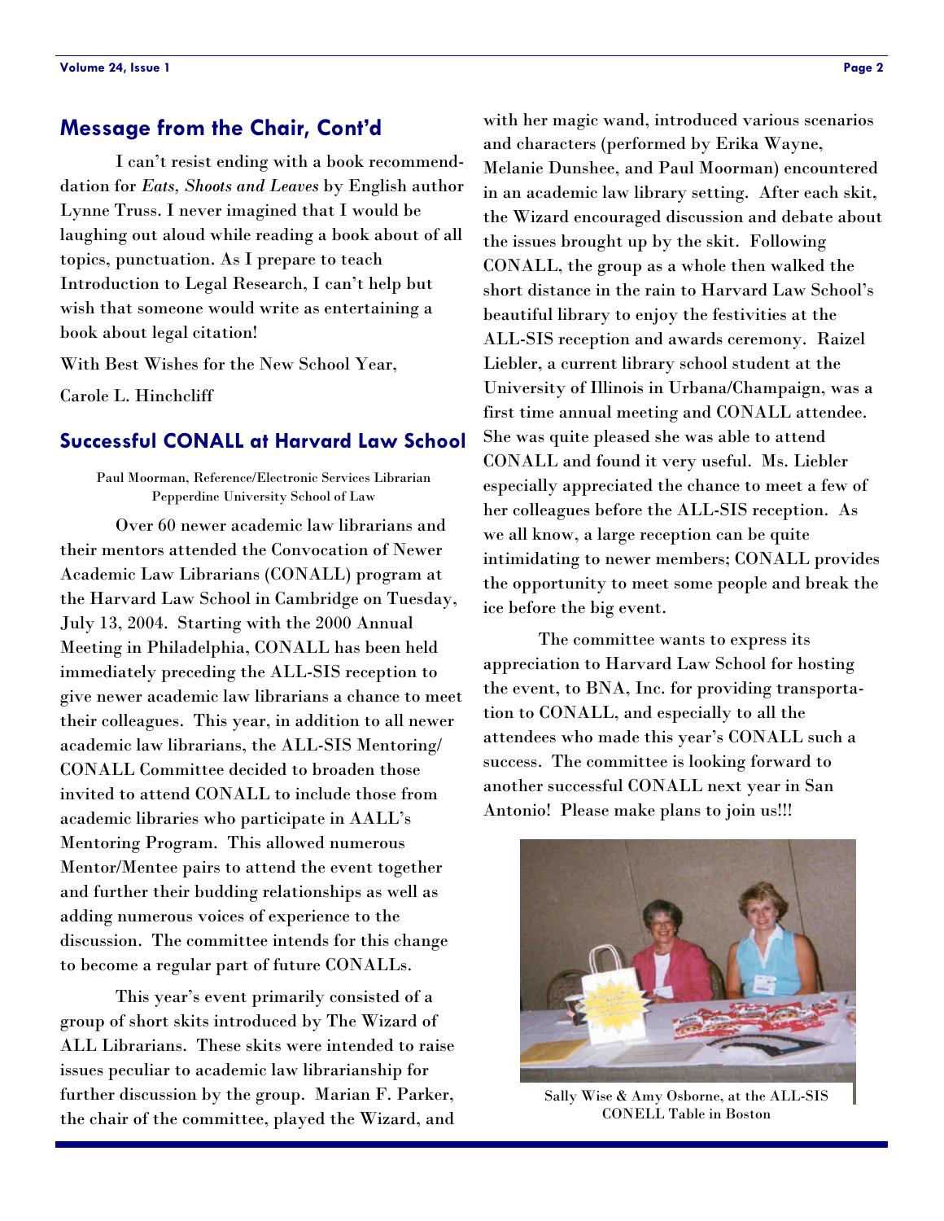## Message from the Chair, Cont'd

I can't resist ending with a book recommendation for *Eats, Shoots and Leaves* by English author Lynne Truss. I never imagined that I would be laughing out aloud while reading a book about of all topics, punctuation. As I prepare to teach Introduction to Legal Research, I can't help but wish that someone would write as entertaining a book about legal citation!

With Best Wishes for the New School Year,

Carole L. Hinchcliff

## Successful CONALL at Harvard Law School

Paul Moorman, Reference/Electronic Services Librarian
Pepperdine University School of Law

Over 60 newer academic law librarians and their mentors attended the Convocation of Newer Academic Law Librarians (CONALL) program at the Harvard Law School in Cambridge on Tuesday, July 13, 2004. Starting with the 2000 Annual Meeting in Philadelphia, CONALL has been held immediately preceding the ALL-SIS reception to give newer academic law librarians a chance to meet their colleagues. This year, in addition to all newer academic law librarians, the ALL-SIS Mentoring/CONALL Committee decided to broaden those invited to attend CONALL to include those from academic libraries who participate in AALL's Mentoring Program. This allowed numerous Mentor/Mentee pairs to attend the event together and further their budding relationships as well as adding numerous voices of experience to the discussion. The committee intends for this change to become a regular part of future CONALLs.

This year's event primarily consisted of a group of short skits introduced by The Wizard of ALL Librarians. These skits were intended to raise issues peculiar to academic law librarianship for further discussion by the group. Marian F. Parker, the chair of the committee, played the Wizard, and with her magic wand, introduced various scenarios and characters (performed by Erika Wayne, Melanie Dunshee, and Paul Moorman) encountered in an academic law library setting. After each skit, the Wizard encouraged discussion and debate about the issues brought up by the skit. Following CONALL, the group as a whole then walked the short distance in the rain to Harvard Law School's beautiful library to enjoy the festivities at the ALL-SIS reception and awards ceremony. Raizel Liebler, a current library school student at the University of Illinois in Urbana/Champaign, was a first time annual meeting and CONALL attendee. She was quite pleased she was able to attend CONALL and found it very useful. Ms. Liebler especially appreciated the chance to meet a few of her colleagues before the ALL-SIS reception. As we all know, a large reception can be quite intimidating to newer members; CONALL provides the opportunity to meet some people and break the ice before the big event.

The committee wants to express its appreciation to Harvard Law School for hosting the event, to BNA, Inc. for providing transportation to CONALL, and especially to all the attendees who made this year's CONALL such a success. The committee is looking forward to another successful CONALL next year in San Antonio! Please make plans to join us!!!

Sally Wise & Amy Osborne, at the ALL-SIS CONELL Table in Boston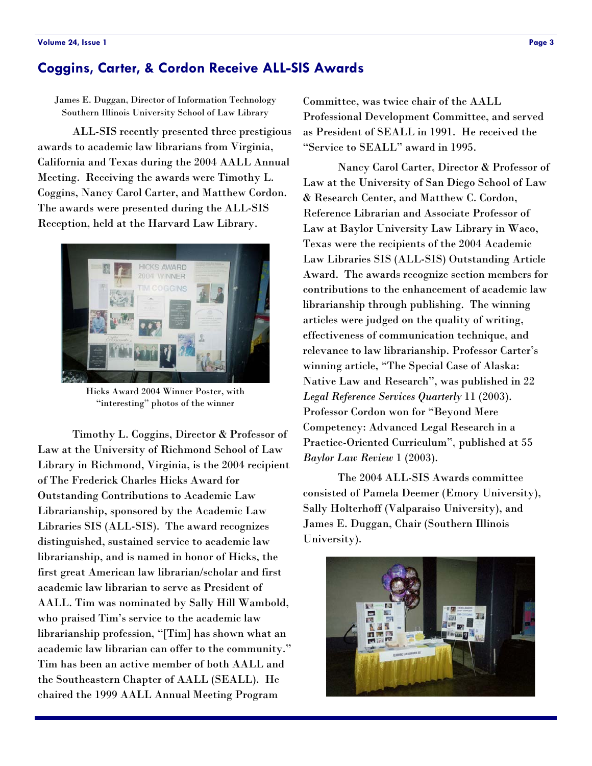## Coggins, Carter, & Cordon Receive ALL-SIS Awards

James E. Duggan, Director of Information Technology
Southern Illinois University School of Law Library

ALL-SIS recently presented three prestigious awards to academic law librarians from Virginia, California and Texas during the 2004 AALL Annual Meeting. Receiving the awards were Timothy L. Coggins, Nancy Carol Carter, and Matthew Cordon. The awards were presented during the ALL-SIS Reception, held at the Harvard Law Library.

Hicks Award 2004 Winner Poster, with "interesting" photos of the winner

Timothy L. Coggins, Director & Professor of Law at the University of Richmond School of Law Library in Richmond, Virginia, is the 2004 recipient of The Frederick Charles Hicks Award for Outstanding Contributions to Academic Law Librarianship, sponsored by the Academic Law Libraries SIS (ALL-SIS). The award recognizes distinguished, sustained service to academic law librarianship, and is named in honor of Hicks, the first great American law librarian/scholar and first academic law librarian to serve as President of AALL. Tim was nominated by Sally Hill Wambold, who praised Tim's service to the academic law librarianship profession, "[Tim] has shown what an academic law librarian can offer to the community." Tim has been an active member of both AALL and the Southeastern Chapter of AALL (SEALL). He chaired the 1999 AALL Annual Meeting Program Committee, was twice chair of the AALL Professional Development Committee, and served as President of SEALL in 1991. He received the "Service to SEALL" award in 1995.

Nancy Carol Carter, Director & Professor of Law at the University of San Diego School of Law & Research Center, and Matthew C. Cordon, Reference Librarian and Associate Professor of Law at Baylor University Law Library in Waco, Texas were the recipients of the 2004 Academic Law Libraries SIS (ALL-SIS) Outstanding Article Award. The awards recognize section members for contributions to the enhancement of academic law librarianship through publishing. The winning articles were judged on the quality of writing, effectiveness of communication technique, and relevance to law librarianship. Professor Carter's winning article, "The Special Case of Alaska: Native Law and Research", was published in 22 *Legal Reference Services Quarterly* 11 (2003). Professor Cordon won for "Beyond Mere Competency: Advanced Legal Research in a Practice-Oriented Curriculum", published at 55 *Baylor Law Review* 1 (2003).

The 2004 ALL-SIS Awards committee consisted of Pamela Deemer (Emory University), Sally Holterhoff (Valparaiso University), and James E. Duggan, Chair (Southern Illinois University).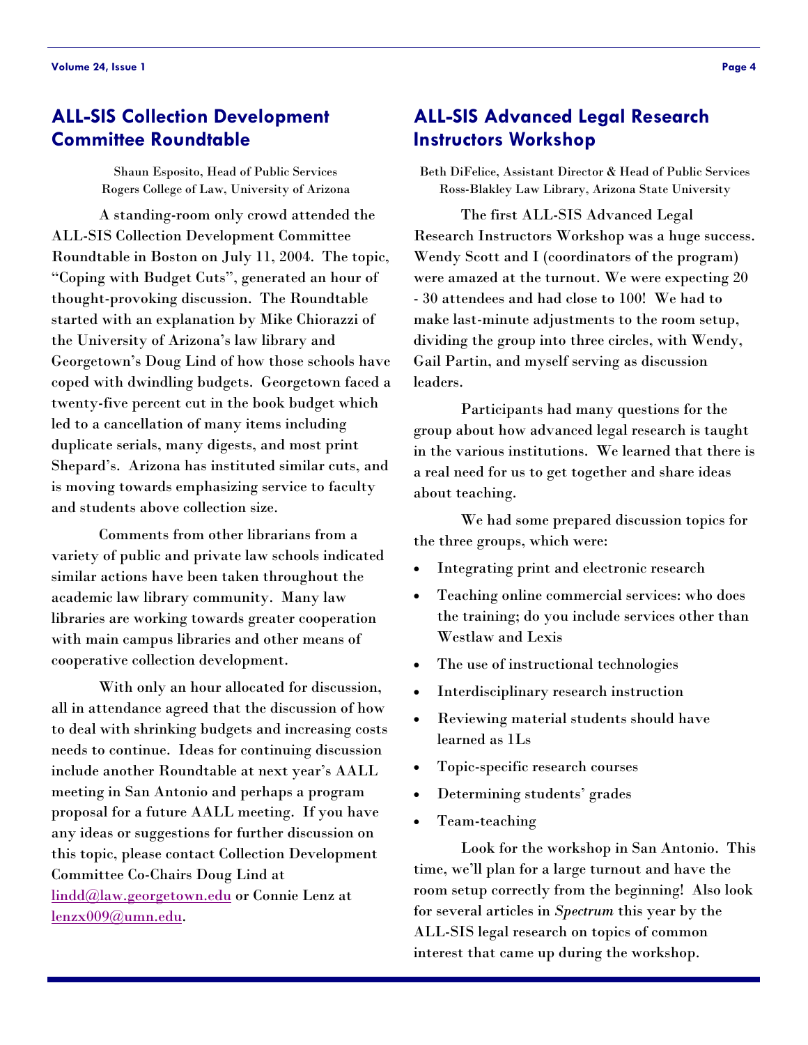## ALL-SIS Collection Development Committee Roundtable

Shaun Esposito, Head of Public Services
Rogers College of Law, University of Arizona

A standing-room only crowd attended the ALL-SIS Collection Development Committee Roundtable in Boston on July 11, 2004. The topic, "Coping with Budget Cuts", generated an hour of thought-provoking discussion. The Roundtable started with an explanation by Mike Chiorazzi of the University of Arizona's law library and Georgetown's Doug Lind of how those schools have coped with dwindling budgets. Georgetown faced a twenty-five percent cut in the book budget which led to a cancellation of many items including duplicate serials, many digests, and most print Shepard's. Arizona has instituted similar cuts, and is moving towards emphasizing service to faculty and students above collection size.

Comments from other librarians from a variety of public and private law schools indicated similar actions have been taken throughout the academic law library community. Many law libraries are working towards greater cooperation with main campus libraries and other means of cooperative collection development.

With only an hour allocated for discussion, all in attendance agreed that the discussion of how to deal with shrinking budgets and increasing costs needs to continue. Ideas for continuing discussion include another Roundtable at next year's AALL meeting in San Antonio and perhaps a program proposal for a future AALL meeting. If you have any ideas or suggestions for further discussion on this topic, please contact Collection Development Committee Co-Chairs Doug Lind at lindd@law.georgetown.edu or Connie Lenz at lenzx009@umn.edu.

## ALL-SIS Advanced Legal Research Instructors Workshop

Beth DiFelice, Assistant Director & Head of Public Services
Ross-Blakley Law Library, Arizona State University

The first ALL-SIS Advanced Legal Research Instructors Workshop was a huge success. Wendy Scott and I (coordinators of the program) were amazed at the turnout. We were expecting 20 - 30 attendees and had close to 100! We had to make last-minute adjustments to the room setup, dividing the group into three circles, with Wendy, Gail Partin, and myself serving as discussion leaders.

Participants had many questions for the group about how advanced legal research is taught in the various institutions. We learned that there is a real need for us to get together and share ideas about teaching.

We had some prepared discussion topics for the three groups, which were:

- Integrating print and electronic research
- Teaching online commercial services: who does the training; do you include services other than Westlaw and Lexis
- The use of instructional technologies
- Interdisciplinary research instruction
- Reviewing material students should have learned as 1Ls
- Topic-specific research courses
- Determining students' grades
- Team-teaching

Look for the workshop in San Antonio. This time, we'll plan for a large turnout and have the room setup correctly from the beginning! Also look for several articles in *Spectrum* this year by the ALL-SIS legal research on topics of common interest that came up during the workshop.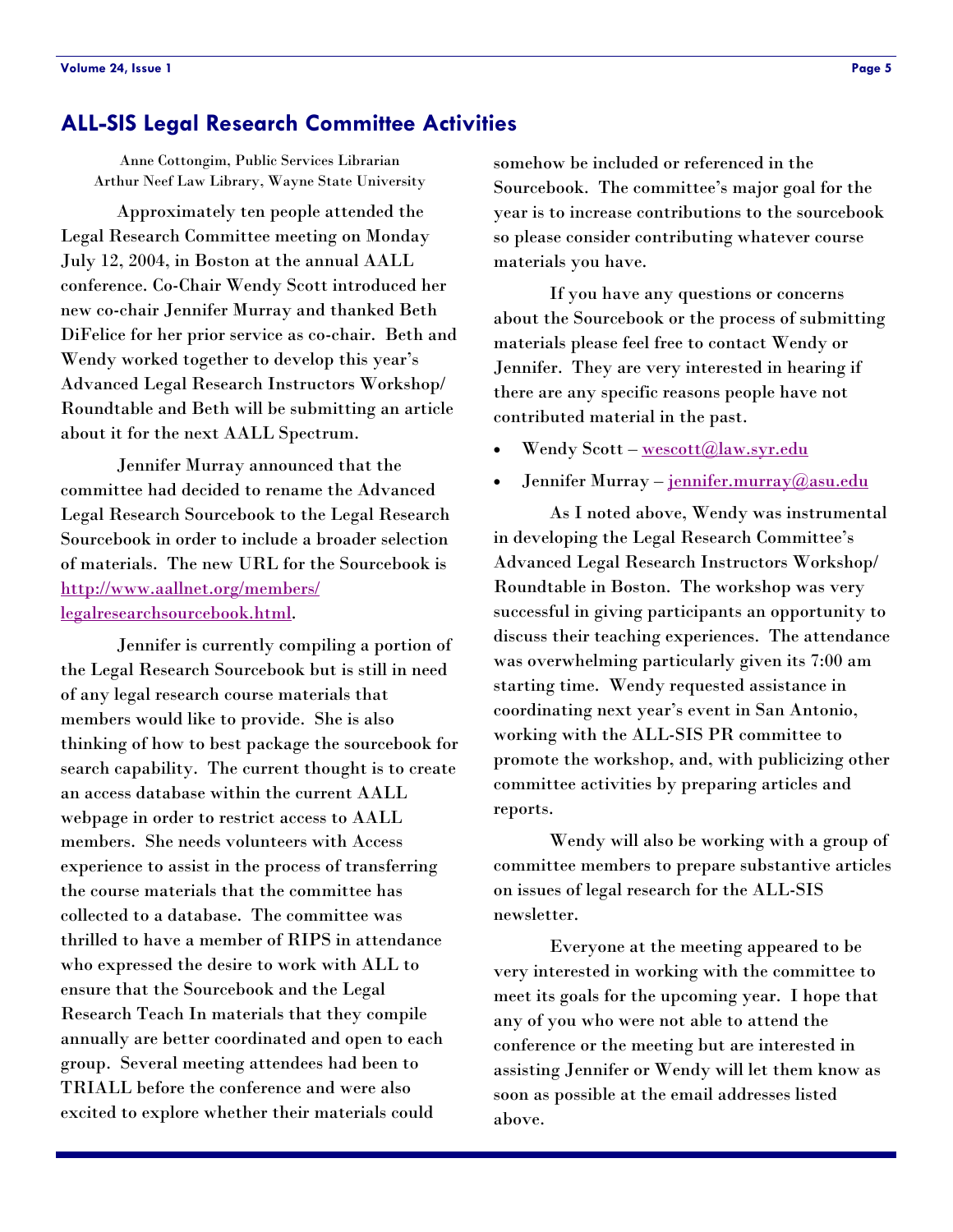## ALL-SIS Legal Research Committee Activities

Anne Cottongim, Public Services Librarian
Arthur Neef Law Library, Wayne State University

Approximately ten people attended the Legal Research Committee meeting on Monday July 12, 2004, in Boston at the annual AALL conference. Co-Chair Wendy Scott introduced her new co-chair Jennifer Murray and thanked Beth DiFelice for her prior service as co-chair. Beth and Wendy worked together to develop this year's Advanced Legal Research Instructors Workshop/ Roundtable and Beth will be submitting an article about it for the next AALL Spectrum.

Jennifer Murray announced that the committee had decided to rename the Advanced Legal Research Sourcebook to the Legal Research Sourcebook in order to include a broader selection of materials. The new URL for the Sourcebook is http://www.aallnet.org/members/legalresearchsourcebook.html.

Jennifer is currently compiling a portion of the Legal Research Sourcebook but is still in need of any legal research course materials that members would like to provide. She is also thinking of how to best package the sourcebook for search capability. The current thought is to create an access database within the current AALL webpage in order to restrict access to AALL members. She needs volunteers with Access experience to assist in the process of transferring the course materials that the committee has collected to a database. The committee was thrilled to have a member of RIPS in attendance who expressed the desire to work with ALL to ensure that the Sourcebook and the Legal Research Teach In materials that they compile annually are better coordinated and open to each group. Several meeting attendees had been to TRIALL before the conference and were also excited to explore whether their materials could somehow be included or referenced in the Sourcebook. The committee's major goal for the year is to increase contributions to the sourcebook so please consider contributing whatever course materials you have.

If you have any questions or concerns about the Sourcebook or the process of submitting materials please feel free to contact Wendy or Jennifer. They are very interested in hearing if there are any specific reasons people have not contributed material in the past.

- Wendy Scott – wescott@law.syr.edu
- Jennifer Murray – jennifer.murray@asu.edu

As I noted above, Wendy was instrumental in developing the Legal Research Committee's Advanced Legal Research Instructors Workshop/ Roundtable in Boston. The workshop was very successful in giving participants an opportunity to discuss their teaching experiences. The attendance was overwhelming particularly given its 7:00 am starting time. Wendy requested assistance in coordinating next year's event in San Antonio, working with the ALL-SIS PR committee to promote the workshop, and, with publicizing other committee activities by preparing articles and reports.

Wendy will also be working with a group of committee members to prepare substantive articles on issues of legal research for the ALL-SIS newsletter.

Everyone at the meeting appeared to be very interested in working with the committee to meet its goals for the upcoming year. I hope that any of you who were not able to attend the conference or the meeting but are interested in assisting Jennifer or Wendy will let them know as soon as possible at the email addresses listed above.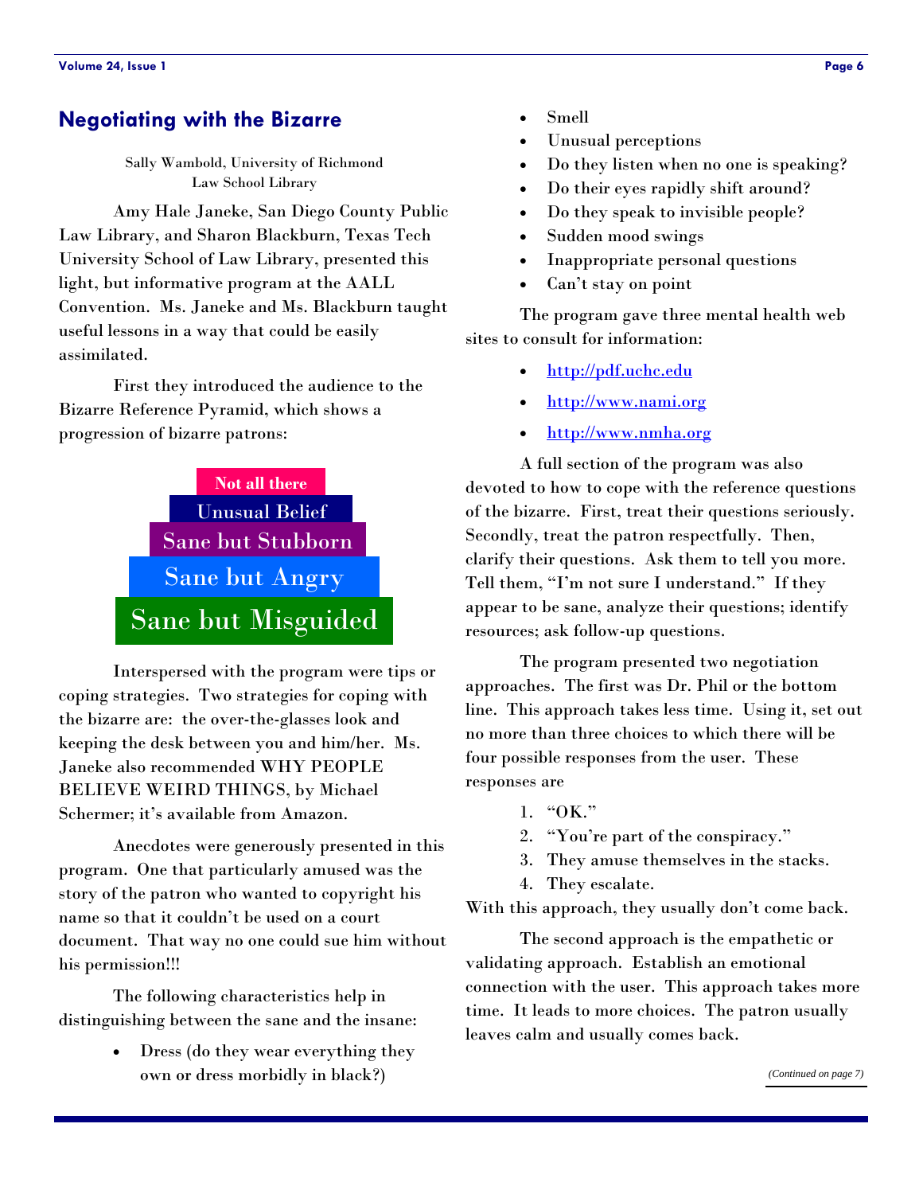## Negotiating with the Bizarre

Sally Wambold, University of Richmond Law School Library

Amy Hale Janeke, San Diego County Public Law Library, and Sharon Blackburn, Texas Tech University School of Law Library, presented this light, but informative program at the AALL Convention. Ms. Janeke and Ms. Blackburn taught useful lessons in a way that could be easily assimilated.

First they introduced the audience to the Bizarre Reference Pyramid, which shows a progression of bizarre patrons:

- Not all there
- Unusual Belief
- Sane but Stubborn
- Sane but Angry
- Sane but Misguided

Interspersed with the program were tips or coping strategies. Two strategies for coping with the bizarre are: the over-the-glasses look and keeping the desk between you and him/her. Ms. Janeke also recommended WHY PEOPLE BELIEVE WEIRD THINGS, by Michael Schermer; it's available from Amazon.

Anecdotes were generously presented in this program. One that particularly amused was the story of the patron who wanted to copyright his name so that it couldn't be used on a court document. That way no one could sue him without his permission!!!

The following characteristics help in distinguishing between the sane and the insane:

- Dress (do they wear everything they own or dress morbidly in black?)
- Smell
- Unusual perceptions
- Do they listen when no one is speaking?
- Do their eyes rapidly shift around?
- Do they speak to invisible people?
- Sudden mood swings
- Inappropriate personal questions
- Can't stay on point

The program gave three mental health web sites to consult for information:

- http://pdf.uchc.edu
- http://www.nami.org
- http://www.nmha.org

A full section of the program was also devoted to how to cope with the reference questions of the bizarre. First, treat their questions seriously. Secondly, treat the patron respectfully. Then, clarify their questions. Ask them to tell you more. Tell them, "I'm not sure I understand." If they appear to be sane, analyze their questions; identify resources; ask follow-up questions.

The program presented two negotiation approaches. The first was Dr. Phil or the bottom line. This approach takes less time. Using it, set out no more than three choices to which there will be four possible responses from the user. These responses are

1. "OK."
2. "You're part of the conspiracy."
3. They amuse themselves in the stacks.
4. They escalate.

With this approach, they usually don't come back.

The second approach is the empathetic or validating approach. Establish an emotional connection with the user. This approach takes more time. It leads to more choices. The patron usually leaves calm and usually comes back.

*(Continued on page 7)*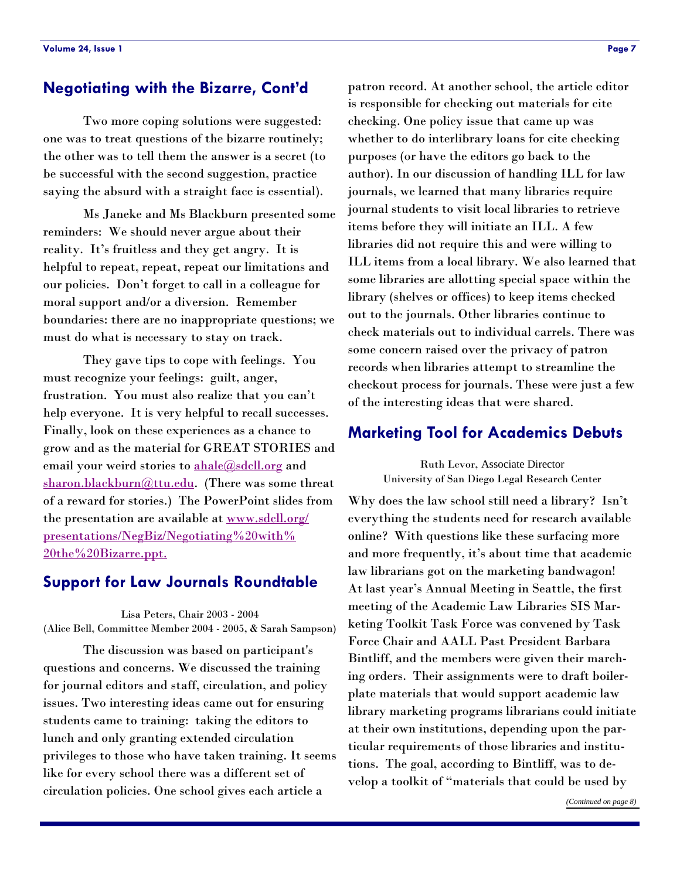## Negotiating with the Bizarre, Cont'd

Two more coping solutions were suggested: one was to treat questions of the bizarre routinely; the other was to tell them the answer is a secret (to be successful with the second suggestion, practice saying the absurd with a straight face is essential).

Ms Janeke and Ms Blackburn presented some reminders: We should never argue about their reality. It's fruitless and they get angry. It is helpful to repeat, repeat, repeat our limitations and our policies. Don't forget to call in a colleague for moral support and/or a diversion. Remember boundaries: there are no inappropriate questions; we must do what is necessary to stay on track.

They gave tips to cope with feelings. You must recognize your feelings: guilt, anger, frustration. You must also realize that you can't help everyone. It is very helpful to recall successes. Finally, look on these experiences as a chance to grow and as the material for GREAT STORIES and email your weird stories to ahale@sdcll.org and sharon.blackburn@ttu.edu. (There was some threat of a reward for stories.) The PowerPoint slides from the presentation are available at www.sdcll.org/presentations/NegBiz/Negotiating%20with%20the%20Bizarre.ppt.

## Support for Law Journals Roundtable

Lisa Peters, Chair 2003 - 2004
(Alice Bell, Committee Member 2004 - 2005, & Sarah Sampson)

The discussion was based on participant's questions and concerns. We discussed the training for journal editors and staff, circulation, and policy issues. Two interesting ideas came out for ensuring students came to training: taking the editors to lunch and only granting extended circulation privileges to those who have taken training. It seems like for every school there was a different set of circulation policies. One school gives each article a patron record. At another school, the article editor is responsible for checking out materials for cite checking. One policy issue that came up was whether to do interlibrary loans for cite checking purposes (or have the editors go back to the author). In our discussion of handling ILL for law journals, we learned that many libraries require journal students to visit local libraries to retrieve items before they will initiate an ILL. A few libraries did not require this and were willing to ILL items from a local library. We also learned that some libraries are allotting special space within the library (shelves or offices) to keep items checked out to the journals. Other libraries continue to check materials out to individual carrels. There was some concern raised over the privacy of patron records when libraries attempt to streamline the checkout process for journals. These were just a few of the interesting ideas that were shared.

## Marketing Tool for Academics Debuts

Ruth Levor, Associate Director
University of San Diego Legal Research Center

Why does the law school still need a library? Isn't everything the students need for research available online? With questions like these surfacing more and more frequently, it's about time that academic law librarians got on the marketing bandwagon! At last year's Annual Meeting in Seattle, the first meeting of the Academic Law Libraries SIS Marketing Toolkit Task Force was convened by Task Force Chair and AALL Past President Barbara Bintliff, and the members were given their marching orders. Their assignments were to draft boilerplate materials that would support academic law library marketing programs librarians could initiate at their own institutions, depending upon the particular requirements of those libraries and institutions. The goal, according to Bintliff, was to develop a toolkit of "materials that could be used by

*(Continued on page 8)*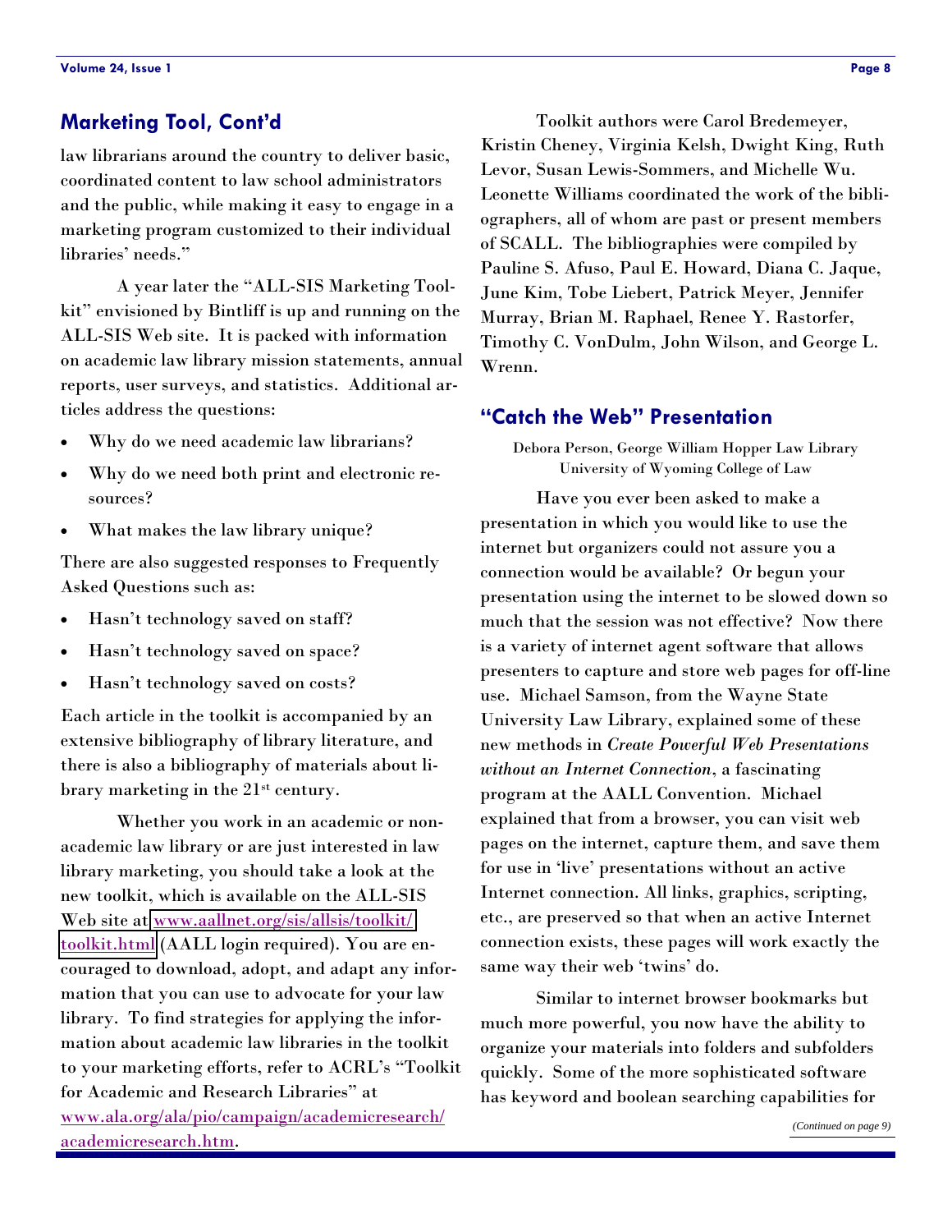## Marketing Tool, Cont'd

law librarians around the country to deliver basic, coordinated content to law school administrators and the public, while making it easy to engage in a marketing program customized to their individual libraries' needs."

A year later the "ALL-SIS Marketing Toolkit" envisioned by Bintliff is up and running on the ALL-SIS Web site. It is packed with information on academic law library mission statements, annual reports, user surveys, and statistics. Additional articles address the questions:

- Why do we need academic law librarians?
- Why do we need both print and electronic resources?
- What makes the law library unique?

There are also suggested responses to Frequently Asked Questions such as:

- Hasn't technology saved on staff?
- Hasn't technology saved on space?
- Hasn't technology saved on costs?

Each article in the toolkit is accompanied by an extensive bibliography of library literature, and there is also a bibliography of materials about library marketing in the 21st century.

Whether you work in an academic or non-academic law library or are just interested in law library marketing, you should take a look at the new toolkit, which is available on the ALL-SIS Web site at www.aallnet.org/sis/allsis/toolkit/toolkit.html (AALL login required). You are encouraged to download, adopt, and adapt any information that you can use to advocate for your law library. To find strategies for applying the information about academic law libraries in the toolkit to your marketing efforts, refer to ACRL's "Toolkit for Academic and Research Libraries" at www.ala.org/ala/pio/campaign/academicresearch/academicresearch.htm.

Toolkit authors were Carol Bredemeyer, Kristin Cheney, Virginia Kelsh, Dwight King, Ruth Levor, Susan Lewis-Sommers, and Michelle Wu. Leonette Williams coordinated the work of the bibliographers, all of whom are past or present members of SCALL. The bibliographies were compiled by Pauline S. Afuso, Paul E. Howard, Diana C. Jaque, June Kim, Tobe Liebert, Patrick Meyer, Jennifer Murray, Brian M. Raphael, Renee Y. Rastorfer, Timothy C. VonDulm, John Wilson, and George L. Wrenn.

## "Catch the Web" Presentation

Debora Person, George William Hopper Law Library
University of Wyoming College of Law

Have you ever been asked to make a presentation in which you would like to use the internet but organizers could not assure you a connection would be available? Or begun your presentation using the internet to be slowed down so much that the session was not effective? Now there is a variety of internet agent software that allows presenters to capture and store web pages for off-line use. Michael Samson, from the Wayne State University Law Library, explained some of these new methods in *Create Powerful Web Presentations without an Internet Connection*, a fascinating program at the AALL Convention. Michael explained that from a browser, you can visit web pages on the internet, capture them, and save them for use in 'live' presentations without an active Internet connection. All links, graphics, scripting, etc., are preserved so that when an active Internet connection exists, these pages will work exactly the same way their web 'twins' do.

Similar to internet browser bookmarks but much more powerful, you now have the ability to organize your materials into folders and subfolders quickly. Some of the more sophisticated software has keyword and boolean searching capabilities for

*(Continued on page 9)*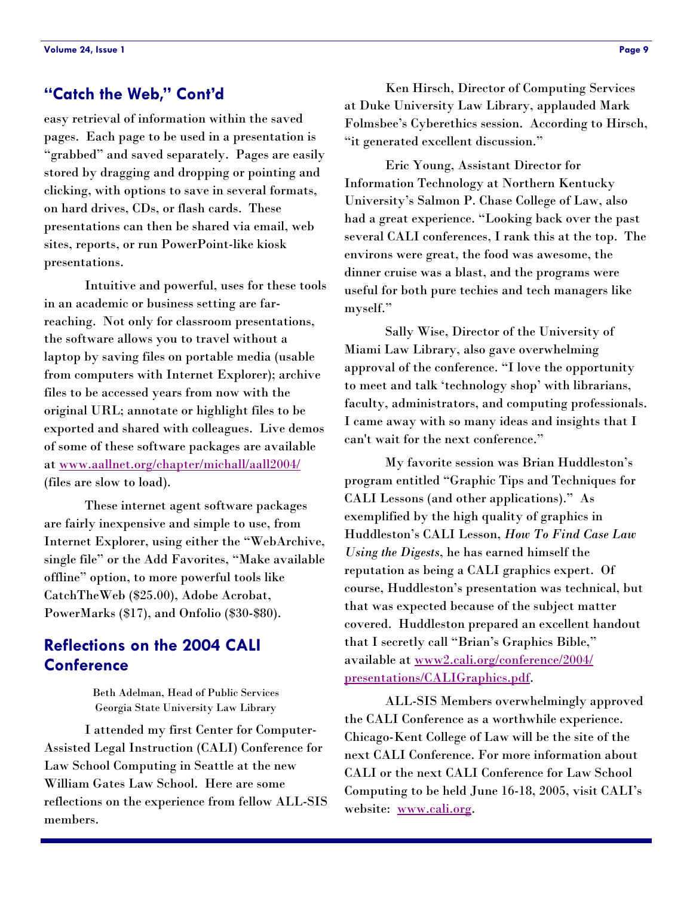## "Catch the Web," Cont'd

easy retrieval of information within the saved pages. Each page to be used in a presentation is "grabbed" and saved separately. Pages are easily stored by dragging and dropping or pointing and clicking, with options to save in several formats, on hard drives, CDs, or flash cards. These presentations can then be shared via email, web sites, reports, or run PowerPoint-like kiosk presentations.

Intuitive and powerful, uses for these tools in an academic or business setting are far-reaching. Not only for classroom presentations, the software allows you to travel without a laptop by saving files on portable media (usable from computers with Internet Explorer); archive files to be accessed years from now with the original URL; annotate or highlight files to be exported and shared with colleagues. Live demos of some of these software packages are available at www.aallnet.org/chapter/michall/aall2004/ (files are slow to load).

These internet agent software packages are fairly inexpensive and simple to use, from Internet Explorer, using either the "WebArchive, single file" or the Add Favorites, "Make available offline" option, to more powerful tools like CatchTheWeb ($25.00), Adobe Acrobat, PowerMarks ($17), and Onfolio ($30-$80).

## Reflections on the 2004 CALI Conference

Beth Adelman, Head of Public Services
Georgia State University Law Library

I attended my first Center for Computer-Assisted Legal Instruction (CALI) Conference for Law School Computing in Seattle at the new William Gates Law School. Here are some reflections on the experience from fellow ALL-SIS members.

Ken Hirsch, Director of Computing Services at Duke University Law Library, applauded Mark Folmsbee's Cyberethics session. According to Hirsch, "it generated excellent discussion."

Eric Young, Assistant Director for Information Technology at Northern Kentucky University's Salmon P. Chase College of Law, also had a great experience. "Looking back over the past several CALI conferences, I rank this at the top. The environs were great, the food was awesome, the dinner cruise was a blast, and the programs were useful for both pure techies and tech managers like myself."

Sally Wise, Director of the University of Miami Law Library, also gave overwhelming approval of the conference. "I love the opportunity to meet and talk 'technology shop' with librarians, faculty, administrators, and computing professionals. I came away with so many ideas and insights that I can't wait for the next conference."

My favorite session was Brian Huddleston's program entitled "Graphic Tips and Techniques for CALI Lessons (and other applications)." As exemplified by the high quality of graphics in Huddleston's CALI Lesson, *How To Find Case Law Using the Digests*, he has earned himself the reputation as being a CALI graphics expert. Of course, Huddleston's presentation was technical, but that was expected because of the subject matter covered. Huddleston prepared an excellent handout that I secretly call "Brian's Graphics Bible," available at www2.cali.org/conference/2004/presentations/CALIGraphics.pdf.

ALL-SIS Members overwhelmingly approved the CALI Conference as a worthwhile experience. Chicago-Kent College of Law will be the site of the next CALI Conference. For more information about CALI or the next CALI Conference for Law School Computing to be held June 16-18, 2005, visit CALI's website: www.cali.org.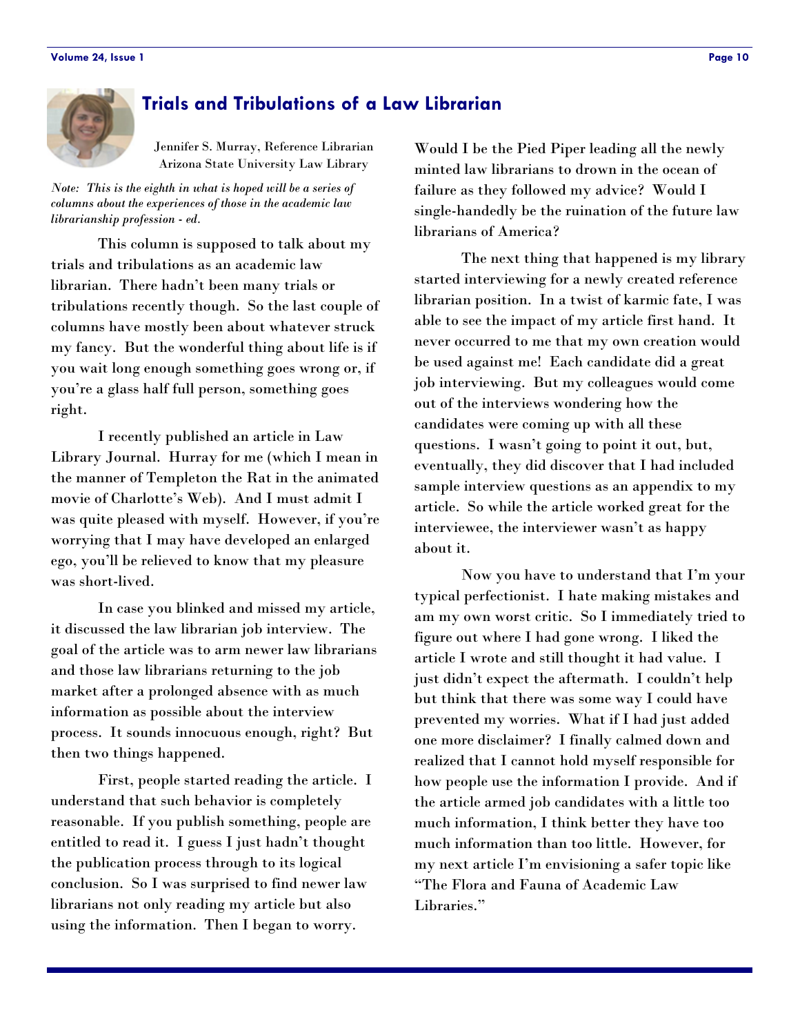# Trials and Tribulations of a Law Librarian

Jennifer S. Murray, Reference Librarian
Arizona State University Law Library

*Note: This is the eighth in what is hoped will be a series of columns about the experiences of those in the academic law librarianship profession - ed.*

This column is supposed to talk about my trials and tribulations as an academic law librarian. There hadn't been many trials or tribulations recently though. So the last couple of columns have mostly been about whatever struck my fancy. But the wonderful thing about life is if you wait long enough something goes wrong or, if you're a glass half full person, something goes right.

I recently published an article in Law Library Journal. Hurray for me (which I mean in the manner of Templeton the Rat in the animated movie of Charlotte's Web). And I must admit I was quite pleased with myself. However, if you're worrying that I may have developed an enlarged ego, you'll be relieved to know that my pleasure was short-lived.

In case you blinked and missed my article, it discussed the law librarian job interview. The goal of the article was to arm newer law librarians and those law librarians returning to the job market after a prolonged absence with as much information as possible about the interview process. It sounds innocuous enough, right? But then two things happened.

First, people started reading the article. I understand that such behavior is completely reasonable. If you publish something, people are entitled to read it. I guess I just hadn't thought the publication process through to its logical conclusion. So I was surprised to find newer law librarians not only reading my article but also using the information. Then I began to worry. Would I be the Pied Piper leading all the newly minted law librarians to drown in the ocean of failure as they followed my advice? Would I single-handedly be the ruination of the future law librarians of America?

The next thing that happened is my library started interviewing for a newly created reference librarian position. In a twist of karmic fate, I was able to see the impact of my article first hand. It never occurred to me that my own creation would be used against me! Each candidate did a great job interviewing. But my colleagues would come out of the interviews wondering how the candidates were coming up with all these questions. I wasn't going to point it out, but, eventually, they did discover that I had included sample interview questions as an appendix to my article. So while the article worked great for the interviewee, the interviewer wasn't as happy about it.

Now you have to understand that I'm your typical perfectionist. I hate making mistakes and am my own worst critic. So I immediately tried to figure out where I had gone wrong. I liked the article I wrote and still thought it had value. I just didn't expect the aftermath. I couldn't help but think that there was some way I could have prevented my worries. What if I had just added one more disclaimer? I finally calmed down and realized that I cannot hold myself responsible for how people use the information I provide. And if the article armed job candidates with a little too much information, I think better they have too much information than too little. However, for my next article I'm envisioning a safer topic like "The Flora and Fauna of Academic Law Libraries."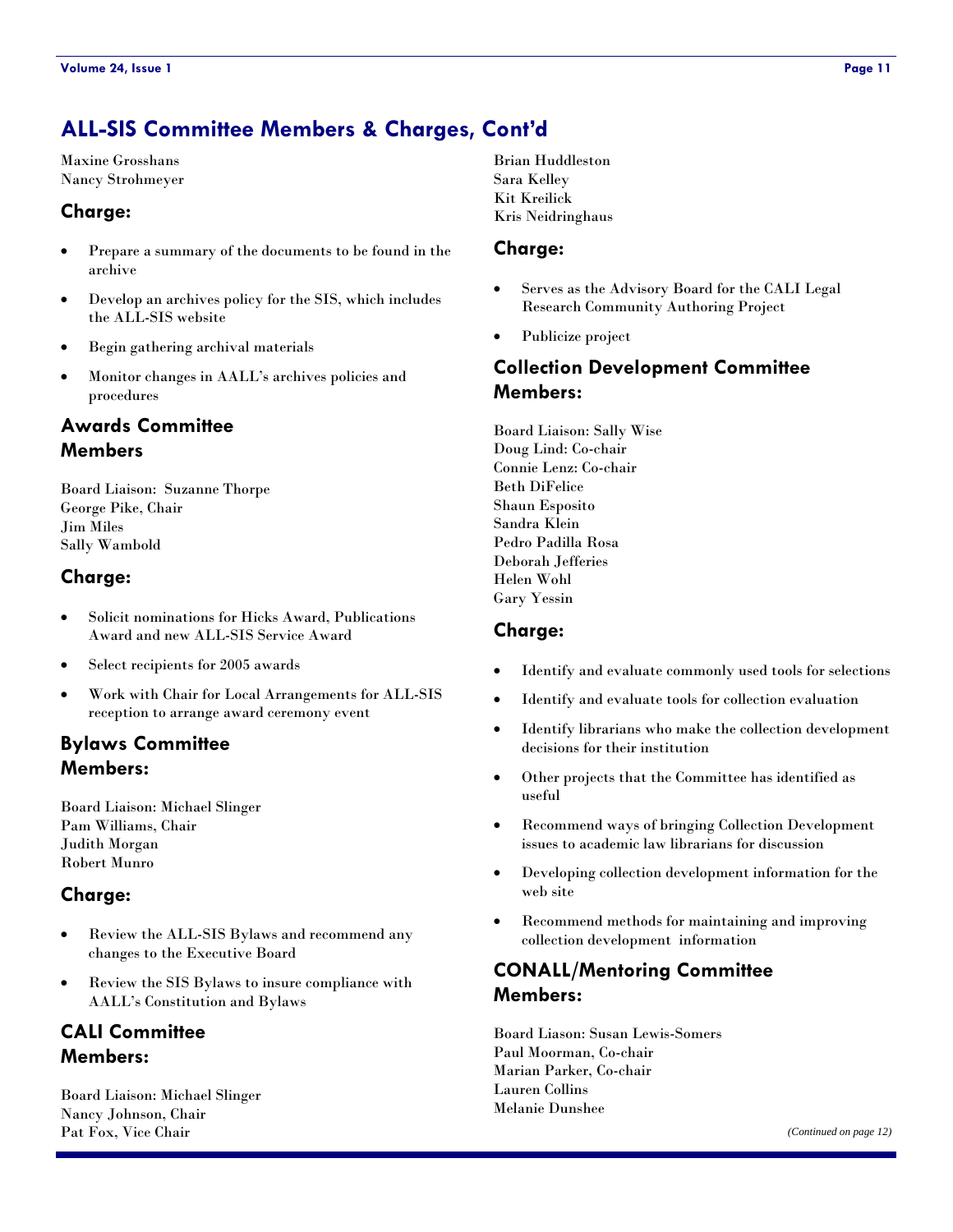## ALL-SIS Committee Members & Charges, Cont'd

Maxine Grosshans
Nancy Strohmeyer

### Charge:

- Prepare a summary of the documents to be found in the archive
- Develop an archives policy for the SIS, which includes the ALL-SIS website
- Begin gathering archival materials
- Monitor changes in AALL's archives policies and procedures

### Awards Committee Members

Board Liaison: Suzanne Thorpe
George Pike, Chair
Jim Miles
Sally Wambold

### Charge:

- Solicit nominations for Hicks Award, Publications Award and new ALL-SIS Service Award
- Select recipients for 2005 awards
- Work with Chair for Local Arrangements for ALL-SIS reception to arrange award ceremony event

### Bylaws Committee Members:

Board Liaison: Michael Slinger
Pam Williams, Chair
Judith Morgan
Robert Munro

### Charge:

- Review the ALL-SIS Bylaws and recommend any changes to the Executive Board
- Review the SIS Bylaws to insure compliance with AALL's Constitution and Bylaws

### CALI Committee Members:

Board Liaison: Michael Slinger
Nancy Johnson, Chair
Pat Fox, Vice Chair
Brian Huddleston
Sara Kelley
Kit Kreilick
Kris Neidringhaus

### Charge:

- Serves as the Advisory Board for the CALI Legal Research Community Authoring Project
- Publicize project

### Collection Development Committee Members:

Board Liaison: Sally Wise
Doug Lind: Co-chair
Connie Lenz: Co-chair
Beth DiFelice
Shaun Esposito
Sandra Klein
Pedro Padilla Rosa
Deborah Jefferies
Helen Wohl
Gary Yessin

### Charge:

- Identify and evaluate commonly used tools for selections
- Identify and evaluate tools for collection evaluation
- Identify librarians who make the collection development decisions for their institution
- Other projects that the Committee has identified as useful
- Recommend ways of bringing Collection Development issues to academic law librarians for discussion
- Developing collection development information for the web site
- Recommend methods for maintaining and improving collection development information

### CONALL/Mentoring Committee Members:

Board Liason: Susan Lewis-Somers
Paul Moorman, Co-chair
Marian Parker, Co-chair
Lauren Collins
Melanie Dunshee

*(Continued on page 12)*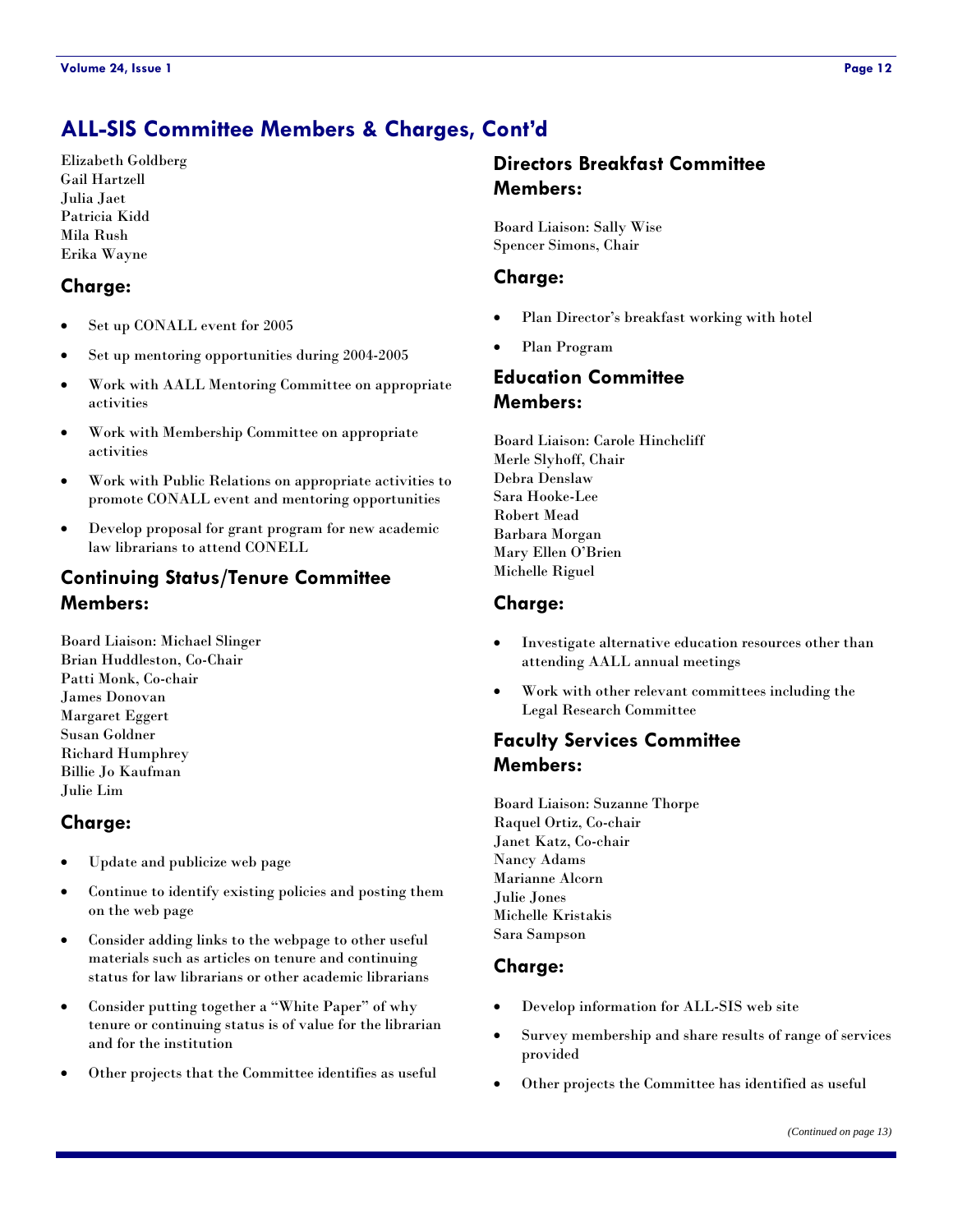## ALL-SIS Committee Members & Charges, Cont'd

Elizabeth Goldberg
Gail Hartzell
Julia Jaet
Patricia Kidd
Mila Rush
Erika Wayne

### Charge:

- Set up CONALL event for 2005
- Set up mentoring opportunities during 2004-2005
- Work with AALL Mentoring Committee on appropriate activities
- Work with Membership Committee on appropriate activities
- Work with Public Relations on appropriate activities to promote CONALL event and mentoring opportunities
- Develop proposal for grant program for new academic law librarians to attend CONELL

### Continuing Status/Tenure Committee Members:

Board Liaison: Michael Slinger
Brian Huddleston, Co-Chair
Patti Monk, Co-chair
James Donovan
Margaret Eggert
Susan Goldner
Richard Humphrey
Billie Jo Kaufman
Julie Lim

### Charge:

- Update and publicize web page
- Continue to identify existing policies and posting them on the web page
- Consider adding links to the webpage to other useful materials such as articles on tenure and continuing status for law librarians or other academic librarians
- Consider putting together a "White Paper" of why tenure or continuing status is of value for the librarian and for the institution
- Other projects that the Committee identifies as useful

### Directors Breakfast Committee Members:

Board Liaison: Sally Wise
Spencer Simons, Chair

### Charge:

- Plan Director's breakfast working with hotel
- Plan Program

### Education Committee Members:

Board Liaison: Carole Hinchcliff
Merle Slyhoff, Chair
Debra Denslaw
Sara Hooke-Lee
Robert Mead
Barbara Morgan
Mary Ellen O'Brien
Michelle Riguel

### Charge:

- Investigate alternative education resources other than attending AALL annual meetings
- Work with other relevant committees including the Legal Research Committee

### Faculty Services Committee Members:

Board Liaison: Suzanne Thorpe
Raquel Ortiz, Co-chair
Janet Katz, Co-chair
Nancy Adams
Marianne Alcorn
Julie Jones
Michelle Kristakis
Sara Sampson

### Charge:

- Develop information for ALL-SIS web site
- Survey membership and share results of range of services provided
- Other projects the Committee has identified as useful

*(Continued on page 13)*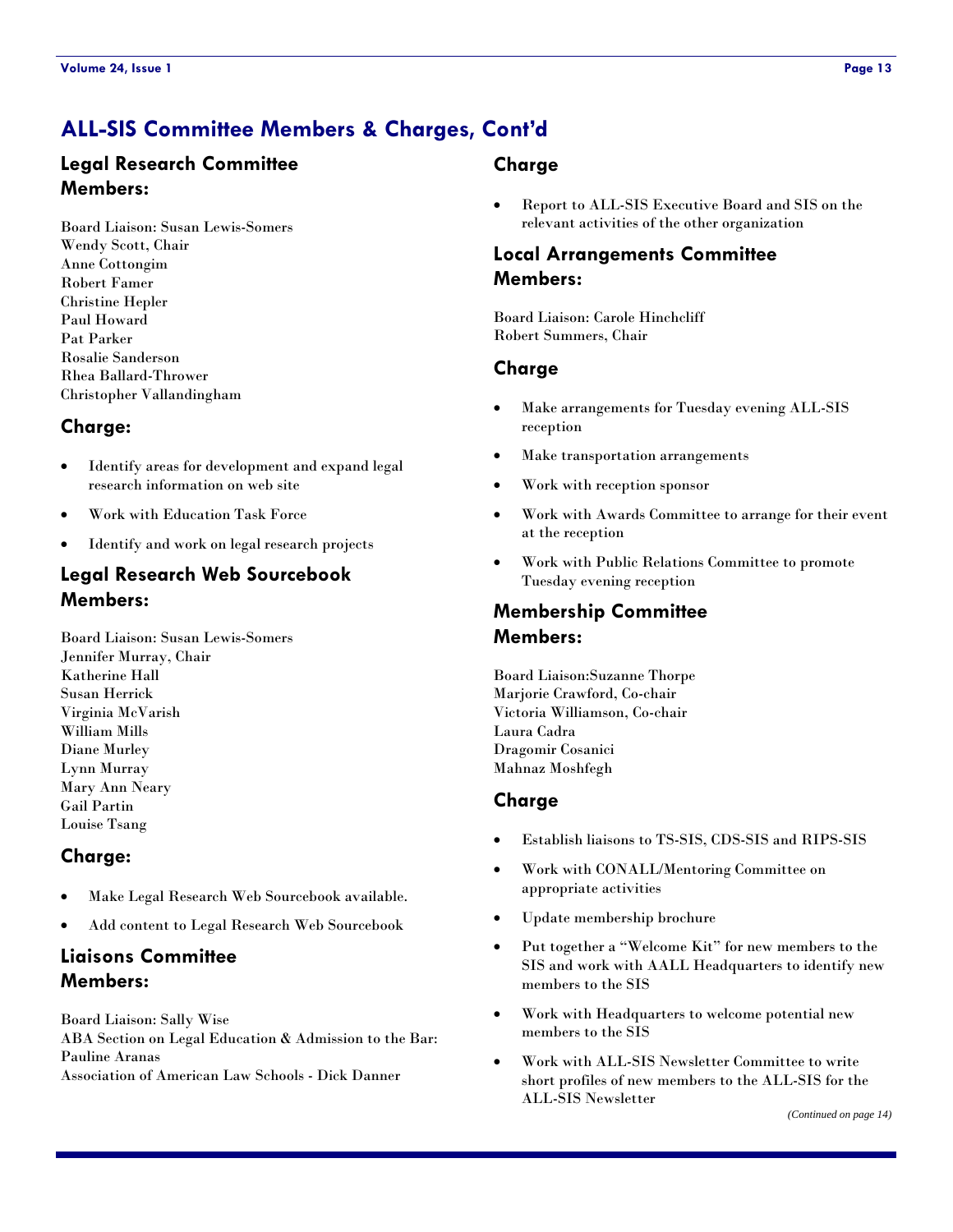## ALL-SIS Committee Members & Charges, Cont'd

### Legal Research Committee Members:

Board Liaison: Susan Lewis-Somers
Wendy Scott, Chair
Anne Cottongim
Robert Famer
Christine Hepler
Paul Howard
Pat Parker
Rosalie Sanderson
Rhea Ballard-Thrower
Christopher Vallandingham

### Charge:

- Identify areas for development and expand legal research information on web site
- Work with Education Task Force
- Identify and work on legal research projects

### Legal Research Web Sourcebook Members:

Board Liaison: Susan Lewis-Somers
Jennifer Murray, Chair
Katherine Hall
Susan Herrick
Virginia McVarish
William Mills
Diane Murley
Lynn Murray
Mary Ann Neary
Gail Partin
Louise Tsang

### Charge:

- Make Legal Research Web Sourcebook available.
- Add content to Legal Research Web Sourcebook

### Liaisons Committee Members:

Board Liaison: Sally Wise
ABA Section on Legal Education & Admission to the Bar: Pauline Aranas
Association of American Law Schools - Dick Danner

### Charge

- Report to ALL-SIS Executive Board and SIS on the relevant activities of the other organization

### Local Arrangements Committee Members:

Board Liaison: Carole Hinchcliff
Robert Summers, Chair

### Charge

- Make arrangements for Tuesday evening ALL-SIS reception
- Make transportation arrangements
- Work with reception sponsor
- Work with Awards Committee to arrange for their event at the reception
- Work with Public Relations Committee to promote Tuesday evening reception

### Membership Committee Members:

Board Liaison:Suzanne Thorpe
Marjorie Crawford, Co-chair
Victoria Williamson, Co-chair
Laura Cadra
Dragomir Cosanici
Mahnaz Moshfegh

### Charge

- Establish liaisons to TS-SIS, CDS-SIS and RIPS-SIS
- Work with CONALL/Mentoring Committee on appropriate activities
- Update membership brochure
- Put together a "Welcome Kit" for new members to the SIS and work with AALL Headquarters to identify new members to the SIS
- Work with Headquarters to welcome potential new members to the SIS
- Work with ALL-SIS Newsletter Committee to write short profiles of new members to the ALL-SIS for the ALL-SIS Newsletter

*(Continued on page 14)*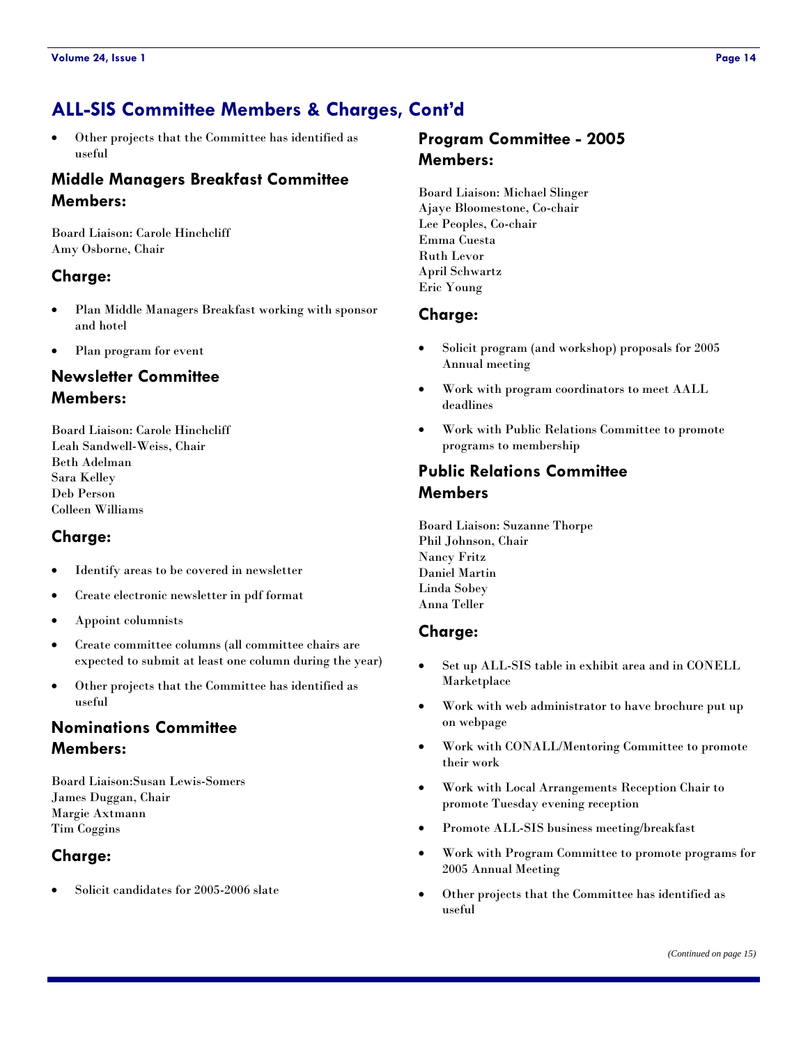## ALL-SIS Committee Members & Charges, Cont'd

- Other projects that the Committee has identified as useful

### Middle Managers Breakfast Committee Members:

Board Liaison: Carole Hinchcliff
Amy Osborne, Chair

### Charge:

- Plan Middle Managers Breakfast working with sponsor and hotel
- Plan program for event

### Newsletter Committee Members:

Board Liaison: Carole Hinchcliff
Leah Sandwell-Weiss, Chair
Beth Adelman
Sara Kelley
Deb Person
Colleen Williams

### Charge:

- Identify areas to be covered in newsletter
- Create electronic newsletter in pdf format
- Appoint columnists
- Create committee columns (all committee chairs are expected to submit at least one column during the year)
- Other projects that the Committee has identified as useful

### Nominations Committee Members:

Board Liaison:Susan Lewis-Somers
James Duggan, Chair
Margie Axtmann
Tim Coggins

### Charge:

- Solicit candidates for 2005-2006 slate

### Program Committee - 2005 Members:

Board Liaison: Michael Slinger
Ajaye Bloomestone, Co-chair
Lee Peoples, Co-chair
Emma Cuesta
Ruth Levor
April Schwartz
Eric Young

### Charge:

- Solicit program (and workshop) proposals for 2005 Annual meeting
- Work with program coordinators to meet AALL deadlines
- Work with Public Relations Committee to promote programs to membership

### Public Relations Committee Members

Board Liaison: Suzanne Thorpe
Phil Johnson, Chair
Nancy Fritz
Daniel Martin
Linda Sobey
Anna Teller

### Charge:

- Set up ALL-SIS table in exhibit area and in CONELL Marketplace
- Work with web administrator to have brochure put up on webpage
- Work with CONALL/Mentoring Committee to promote their work
- Work with Local Arrangements Reception Chair to promote Tuesday evening reception
- Promote ALL-SIS business meeting/breakfast
- Work with Program Committee to promote programs for 2005 Annual Meeting
- Other projects that the Committee has identified as useful

*(Continued on page 15)*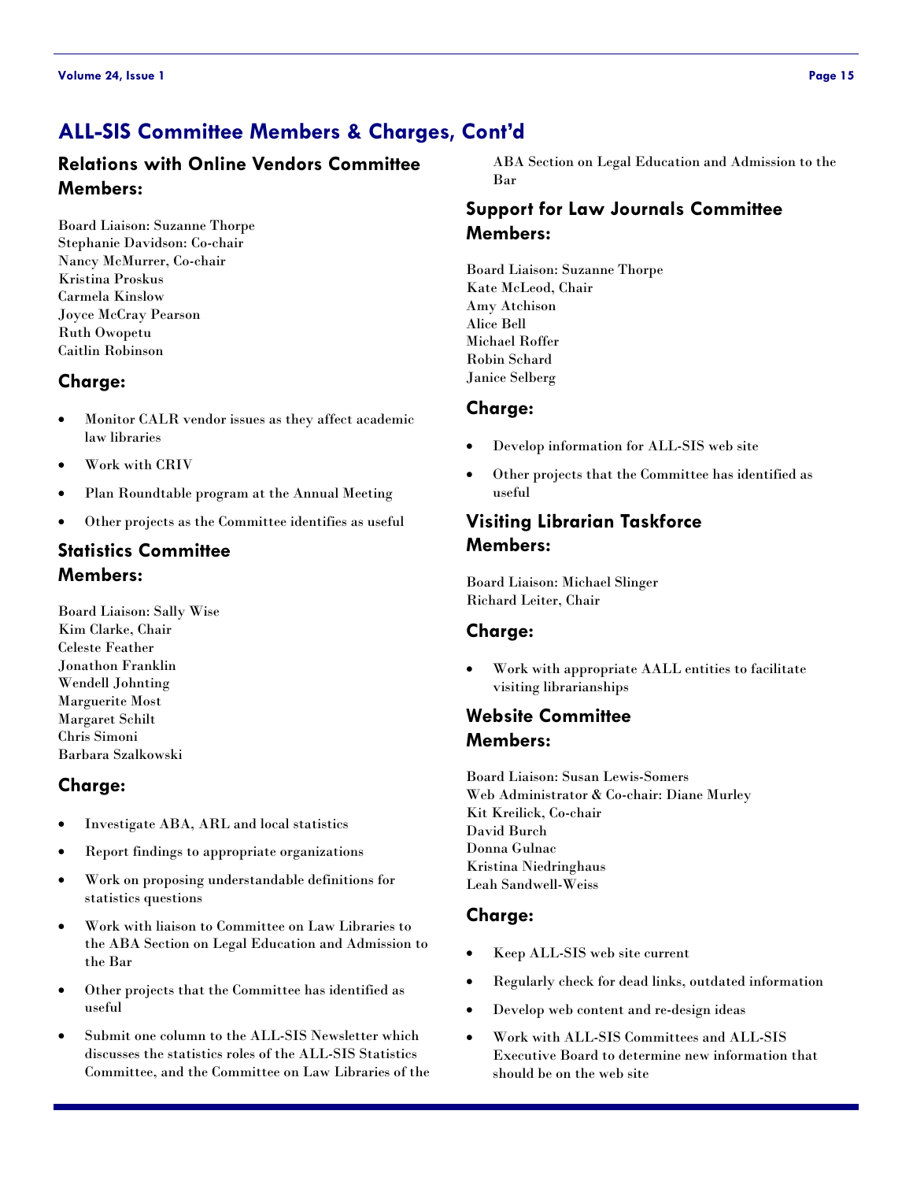# ALL-SIS Committee Members & Charges, Cont'd

## Relations with Online Vendors Committee Members:

Board Liaison: Suzanne Thorpe
Stephanie Davidson: Co-chair
Nancy McMurrer, Co-chair
Kristina Proskus
Carmela Kinslow
Joyce McCray Pearson
Ruth Owopetu
Caitlin Robinson

## Charge:

- Monitor CALR vendor issues as they affect academic law libraries
- Work with CRIV
- Plan Roundtable program at the Annual Meeting
- Other projects as the Committee identifies as useful

## Statistics Committee Members:

Board Liaison: Sally Wise
Kim Clarke, Chair
Celeste Feather
Jonathon Franklin
Wendell Johnting
Marguerite Most
Margaret Schilt
Chris Simoni
Barbara Szalkowski

## Charge:

- Investigate ABA, ARL and local statistics
- Report findings to appropriate organizations
- Work on proposing understandable definitions for statistics questions
- Work with liaison to Committee on Law Libraries to the ABA Section on Legal Education and Admission to the Bar
- Other projects that the Committee has identified as useful
- Submit one column to the ALL-SIS Newsletter which discusses the statistics roles of the ALL-SIS Statistics Committee, and the Committee on Law Libraries of the ABA Section on Legal Education and Admission to the Bar

## Support for Law Journals Committee Members:

Board Liaison: Suzanne Thorpe
Kate McLeod, Chair
Amy Atchison
Alice Bell
Michael Roffer
Robin Schard
Janice Selberg

## Charge:

- Develop information for ALL-SIS web site
- Other projects that the Committee has identified as useful

## Visiting Librarian Taskforce Members:

Board Liaison: Michael Slinger
Richard Leiter, Chair

## Charge:

- Work with appropriate AALL entities to facilitate visiting librarianships

## Website Committee Members:

Board Liaison: Susan Lewis-Somers
Web Administrator & Co-chair: Diane Murley
Kit Kreilick, Co-chair
David Burch
Donna Gulnac
Kristina Niedringhaus
Leah Sandwell-Weiss

## Charge:

- Keep ALL-SIS web site current
- Regularly check for dead links, outdated information
- Develop web content and re-design ideas
- Work with ALL-SIS Committees and ALL-SIS Executive Board to determine new information that should be on the web site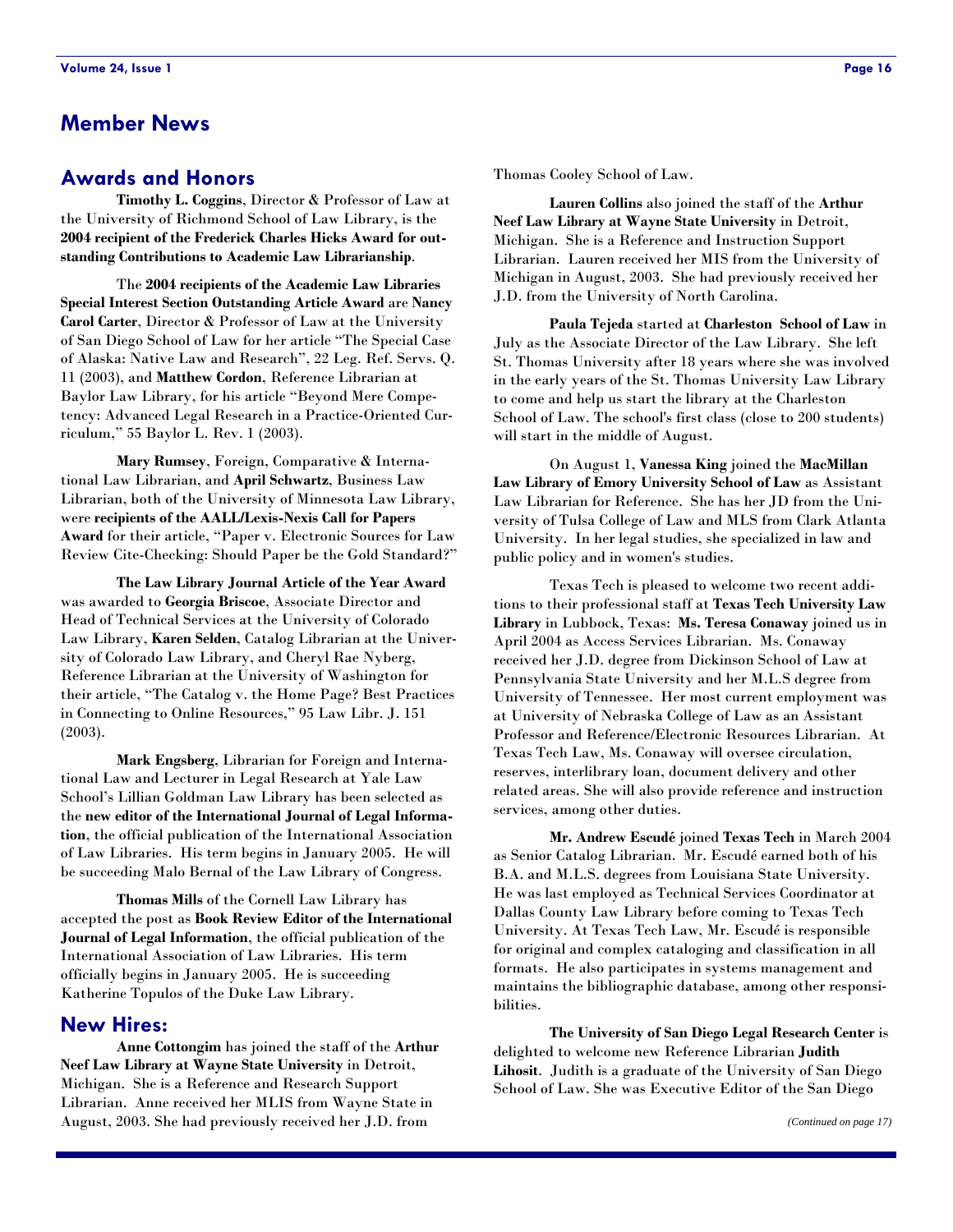# Member News

## Awards and Honors

**Timothy L. Coggins**, Director & Professor of Law at the University of Richmond School of Law Library, is the **2004 recipient of the Frederick Charles Hicks Award for outstanding Contributions to Academic Law Librarianship**.

The **2004 recipients of the Academic Law Libraries Special Interest Section Outstanding Article Award** are **Nancy Carol Carter**, Director & Professor of Law at the University of San Diego School of Law for her article "The Special Case of Alaska: Native Law and Research", 22 Leg. Ref. Servs. Q. 11 (2003), and **Matthew Cordon**, Reference Librarian at Baylor Law Library, for his article "Beyond Mere Competency: Advanced Legal Research in a Practice-Oriented Curriculum," 55 Baylor L. Rev. 1 (2003).

**Mary Rumsey**, Foreign, Comparative & International Law Librarian, and **April Schwartz**, Business Law Librarian, both of the University of Minnesota Law Library, were **recipients of the AALL/Lexis-Nexis Call for Papers Award** for their article, "Paper v. Electronic Sources for Law Review Cite-Checking: Should Paper be the Gold Standard?"

**The Law Library Journal Article of the Year Award** was awarded to **Georgia Briscoe**, Associate Director and Head of Technical Services at the University of Colorado Law Library, **Karen Selden**, Catalog Librarian at the University of Colorado Law Library, and Cheryl Rae Nyberg, Reference Librarian at the University of Washington for their article, "The Catalog v. the Home Page? Best Practices in Connecting to Online Resources," 95 Law Libr. J. 151 (2003).

**Mark Engsberg**, Librarian for Foreign and International Law and Lecturer in Legal Research at Yale Law School's Lillian Goldman Law Library has been selected as the **new editor of the International Journal of Legal Information**, the official publication of the International Association of Law Libraries. His term begins in January 2005. He will be succeeding Malo Bernal of the Law Library of Congress.

**Thomas Mills** of the Cornell Law Library has accepted the post as **Book Review Editor of the International Journal of Legal Information**, the official publication of the International Association of Law Libraries. His term officially begins in January 2005. He is succeeding Katherine Topulos of the Duke Law Library.

## New Hires:

**Anne Cottongim** has joined the staff of the **Arthur Neef Law Library at Wayne State University** in Detroit, Michigan. She is a Reference and Research Support Librarian. Anne received her MLIS from Wayne State in August, 2003. She had previously received her J.D. from Thomas Cooley School of Law.

**Lauren Collins** also joined the staff of the **Arthur Neef Law Library at Wayne State University** in Detroit, Michigan. She is a Reference and Instruction Support Librarian. Lauren received her MIS from the University of Michigan in August, 2003. She had previously received her J.D. from the University of North Carolina.

**Paula Tejeda** started at **Charleston School of Law** in July as the Associate Director of the Law Library. She left St. Thomas University after 18 years where she was involved in the early years of the St. Thomas University Law Library to come and help us start the library at the Charleston School of Law. The school's first class (close to 200 students) will start in the middle of August.

On August 1, **Vanessa King** joined the **MacMillan Law Library of Emory University School of Law** as Assistant Law Librarian for Reference. She has her JD from the University of Tulsa College of Law and MLS from Clark Atlanta University. In her legal studies, she specialized in law and public policy and in women's studies.

Texas Tech is pleased to welcome two recent additions to their professional staff at **Texas Tech University Law Library** in Lubbock, Texas: **Ms. Teresa Conaway** joined us in April 2004 as Access Services Librarian. Ms. Conaway received her J.D. degree from Dickinson School of Law at Pennsylvania State University and her M.L.S degree from University of Tennessee. Her most current employment was at University of Nebraska College of Law as an Assistant Professor and Reference/Electronic Resources Librarian. At Texas Tech Law, Ms. Conaway will oversee circulation, reserves, interlibrary loan, document delivery and other related areas. She will also provide reference and instruction services, among other duties.

**Mr. Andrew Escudé** joined **Texas Tech** in March 2004 as Senior Catalog Librarian. Mr. Escudé earned both of his B.A. and M.L.S. degrees from Louisiana State University. He was last employed as Technical Services Coordinator at Dallas County Law Library before coming to Texas Tech University. At Texas Tech Law, Mr. Escudé is responsible for original and complex cataloging and classification in all formats. He also participates in systems management and maintains the bibliographic database, among other responsibilities.

**The University of San Diego Legal Research Center** is delighted to welcome new Reference Librarian **Judith Lihosit**. Judith is a graduate of the University of San Diego School of Law. She was Executive Editor of the San Diego

*(Continued on page 17)*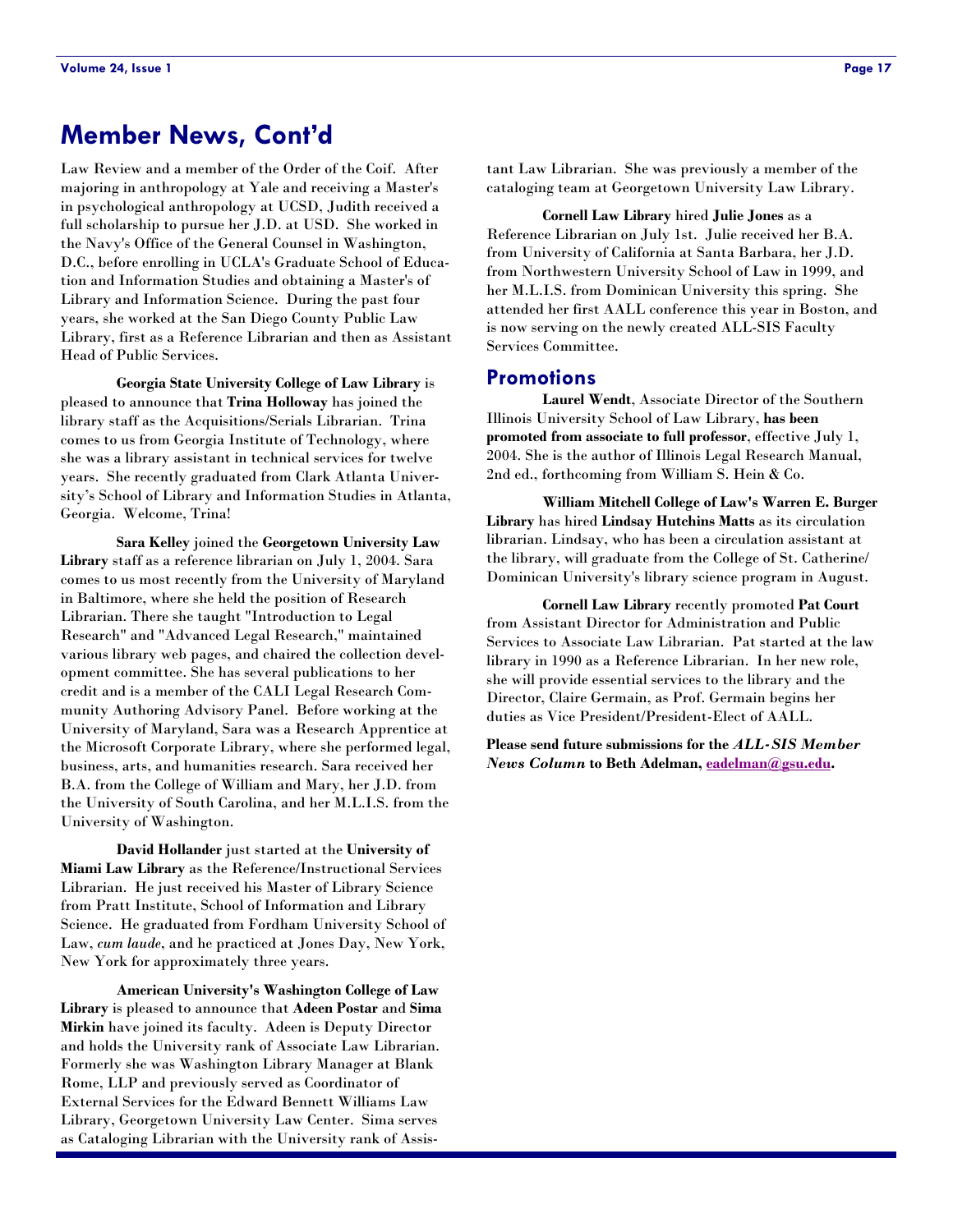## Member News, Cont'd

Law Review and a member of the Order of the Coif. After majoring in anthropology at Yale and receiving a Master's in psychological anthropology at UCSD, Judith received a full scholarship to pursue her J.D. at USD. She worked in the Navy's Office of the General Counsel in Washington, D.C., before enrolling in UCLA's Graduate School of Education and Information Studies and obtaining a Master's of Library and Information Science. During the past four years, she worked at the San Diego County Public Law Library, first as a Reference Librarian and then as Assistant Head of Public Services.

**Georgia State University College of Law Library** is pleased to announce that **Trina Holloway** has joined the library staff as the Acquisitions/Serials Librarian. Trina comes to us from Georgia Institute of Technology, where she was a library assistant in technical services for twelve years. She recently graduated from Clark Atlanta University's School of Library and Information Studies in Atlanta, Georgia. Welcome, Trina!

**Sara Kelley** joined the **Georgetown University Law Library** staff as a reference librarian on July 1, 2004. Sara comes to us most recently from the University of Maryland in Baltimore, where she held the position of Research Librarian. There she taught "Introduction to Legal Research" and "Advanced Legal Research," maintained various library web pages, and chaired the collection development committee. She has several publications to her credit and is a member of the CALI Legal Research Community Authoring Advisory Panel. Before working at the University of Maryland, Sara was a Research Apprentice at the Microsoft Corporate Library, where she performed legal, business, arts, and humanities research. Sara received her B.A. from the College of William and Mary, her J.D. from the University of South Carolina, and her M.L.I.S. from the University of Washington.

**David Hollander** just started at the **University of Miami Law Library** as the Reference/Instructional Services Librarian. He just received his Master of Library Science from Pratt Institute, School of Information and Library Science. He graduated from Fordham University School of Law, *cum laude*, and he practiced at Jones Day, New York, New York for approximately three years.

**American University's Washington College of Law Library** is pleased to announce that **Adeen Postar** and **Sima Mirkin** have joined its faculty. Adeen is Deputy Director and holds the University rank of Associate Law Librarian. Formerly she was Washington Library Manager at Blank Rome, LLP and previously served as Coordinator of External Services for the Edward Bennett Williams Law Library, Georgetown University Law Center. Sima serves as Cataloging Librarian with the University rank of Assistant Law Librarian. She was previously a member of the cataloging team at Georgetown University Law Library.

**Cornell Law Library** hired **Julie Jones** as a Reference Librarian on July 1st. Julie received her B.A. from University of California at Santa Barbara, her J.D. from Northwestern University School of Law in 1999, and her M.L.I.S. from Dominican University this spring. She attended her first AALL conference this year in Boston, and is now serving on the newly created ALL-SIS Faculty Services Committee.

### Promotions

**Laurel Wendt**, Associate Director of the Southern Illinois University School of Law Library, **has been promoted from associate to full professor**, effective July 1, 2004. She is the author of Illinois Legal Research Manual, 2nd ed., forthcoming from William S. Hein & Co.

**William Mitchell College of Law's Warren E. Burger Library** has hired **Lindsay Hutchins Matts** as its circulation librarian. Lindsay, who has been a circulation assistant at the library, will graduate from the College of St. Catherine/ Dominican University's library science program in August.

**Cornell Law Library** recently promoted **Pat Court** from Assistant Director for Administration and Public Services to Associate Law Librarian. Pat started at the law library in 1990 as a Reference Librarian. In her new role, she will provide essential services to the library and the Director, Claire Germain, as Prof. Germain begins her duties as Vice President/President-Elect of AALL.

**Please send future submissions for the *ALL-SIS Member News Column* to Beth Adelman, eadelman@gsu.edu.**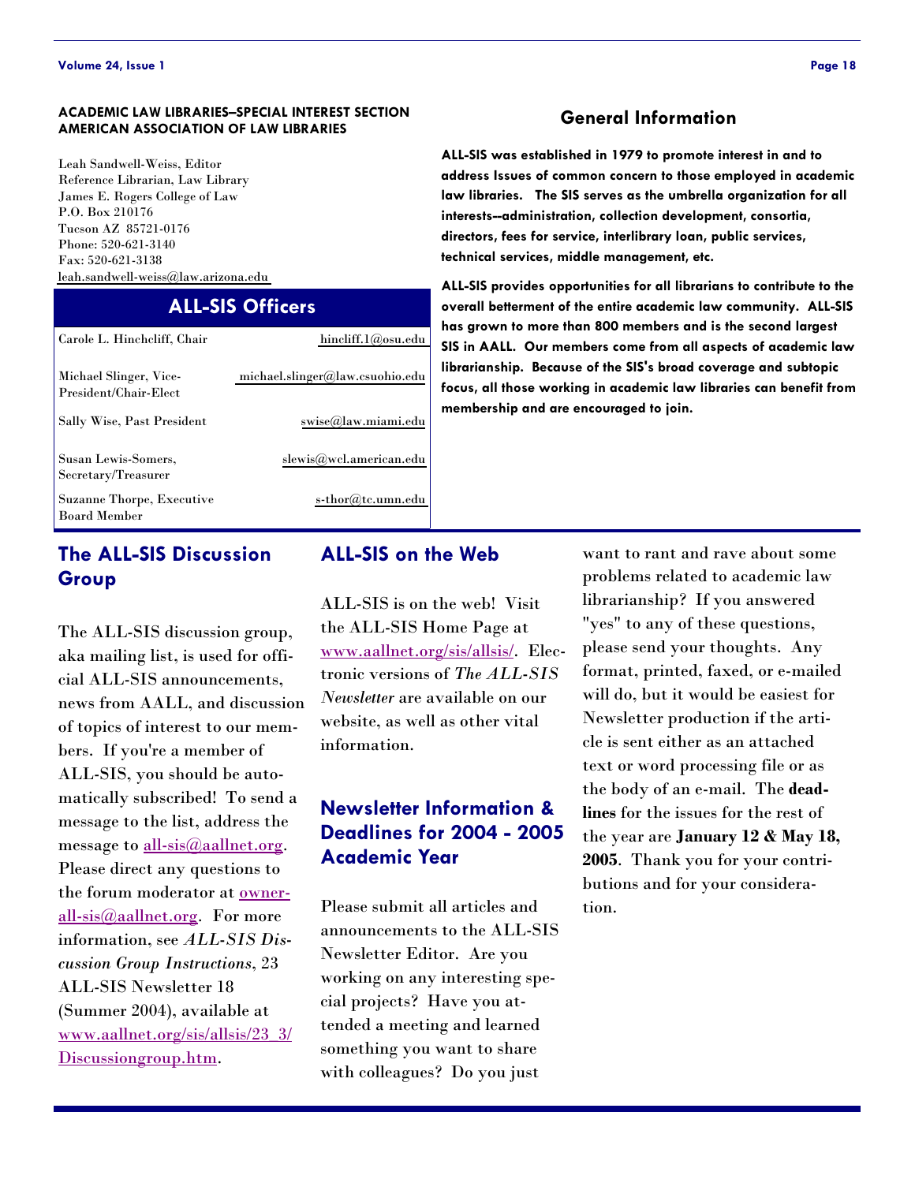**ACADEMIC LAW LIBRARIES—SPECIAL INTEREST SECTION**
**AMERICAN ASSOCIATION OF LAW LIBRARIES**

Leah Sandwell-Weiss, Editor
Reference Librarian, Law Library
James E. Rogers College of Law
P.O. Box 210176
Tucson AZ 85721-0176
Phone: 520-621-3140
Fax: 520-621-3138
leah.sandwell-weiss@law.arizona.edu

## ALL-SIS Officers

| | |
|---|---|
| Carole L. Hinchcliff, Chair | hincliff.1@osu.edu |
| Michael Slinger, Vice-President/Chair-Elect | michael.slinger@law.csuohio.edu |
| Sally Wise, Past President | swise@law.miami.edu |
| Susan Lewis-Somers, Secretary/Treasurer | slewis@wcl.american.edu |
| Suzanne Thorpe, Executive Board Member | s-thor@tc.umn.edu |

## General Information

**ALL-SIS was established in 1979 to promote interest in and to address Issues of common concern to those employed in academic law libraries. The SIS serves as the umbrella organization for all interests--administration, collection development, consortia, directors, fees for service, interlibrary loan, public services, technical services, middle management, etc.**

**ALL-SIS provides opportunities for all librarians to contribute to the overall betterment of the entire academic law community. ALL-SIS has grown to more than 800 members and is the second largest SIS in AALL. Our members come from all aspects of academic law librarianship. Because of the SIS's broad coverage and subtopic focus, all those working in academic law libraries can benefit from membership and are encouraged to join.**

## The ALL-SIS Discussion Group

The ALL-SIS discussion group, aka mailing list, is used for official ALL-SIS announcements, news from AALL, and discussion of topics of interest to our members. If you're a member of ALL-SIS, you should be automatically subscribed! To send a message to the list, address the message to all-sis@aallnet.org. Please direct any questions to the forum moderator at owner-all-sis@aallnet.org. For more information, see *ALL-SIS Discussion Group Instructions*, 23 ALL-SIS Newsletter 18 (Summer 2004), available at www.aallnet.org/sis/allsis/23_3/Discussiongroup.htm.

## ALL-SIS on the Web

ALL-SIS is on the web! Visit the ALL-SIS Home Page at www.aallnet.org/sis/allsis/. Electronic versions of *The ALL-SIS Newsletter* are available on our website, as well as other vital information.

## Newsletter Information & Deadlines for 2004 - 2005 Academic Year

Please submit all articles and announcements to the ALL-SIS Newsletter Editor. Are you working on any interesting special projects? Have you attended a meeting and learned something you want to share with colleagues? Do you just want to rant and rave about some problems related to academic law librarianship? If you answered "yes" to any of these questions, please send your thoughts. Any format, printed, faxed, or e-mailed will do, but it would be easiest for Newsletter production if the article is sent either as an attached text or word processing file or as the body of an e-mail. The **deadlines** for the issues for the rest of the year are **January 12 & May 18, 2005**. Thank you for your contributions and for your consideration.